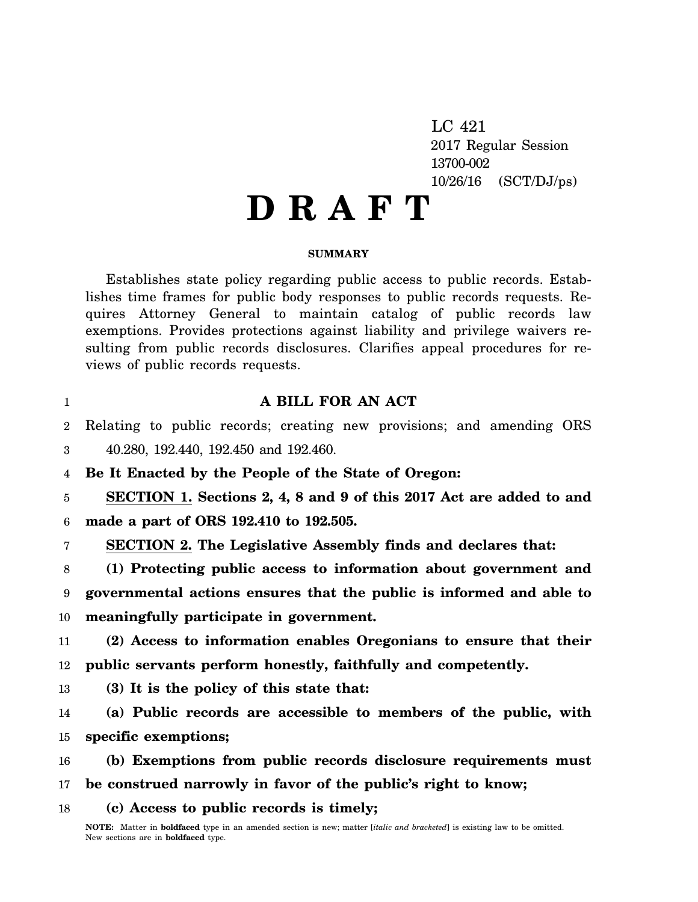LC 421
2017 Regular Session
13700-002
10/26/16 (SCT/DJ/ps)

# D R A F T

**SUMMARY**

Establishes state policy regarding public access to public records. Establishes time frames for public body responses to public records requests. Requires Attorney General to maintain catalog of public records law exemptions. Provides protections against liability and privilege waivers resulting from public records disclosures. Clarifies appeal procedures for reviews of public records requests.

**A BILL FOR AN ACT**

Relating to public records; creating new provisions; and amending ORS 40.280, 192.440, 192.450 and 192.460.

**Be It Enacted by the People of the State of Oregon:**

**SECTION 1. Sections 2, 4, 8 and 9 of this 2017 Act are added to and made a part of ORS 192.410 to 192.505.**

**SECTION 2. The Legislative Assembly finds and declares that:**

**(1) Protecting public access to information about government and governmental actions ensures that the public is informed and able to meaningfully participate in government.**

**(2) Access to information enables Oregonians to ensure that their public servants perform honestly, faithfully and competently.**

**(3) It is the policy of this state that:**

**(a) Public records are accessible to members of the public, with specific exemptions;**

**(b) Exemptions from public records disclosure requirements must be construed narrowly in favor of the public's right to know;**

**(c) Access to public records is timely;**

NOTE: Matter in **boldfaced** type in an amended section is new; matter [*italic and bracketed*] is existing law to be omitted. New sections are in **boldfaced** type.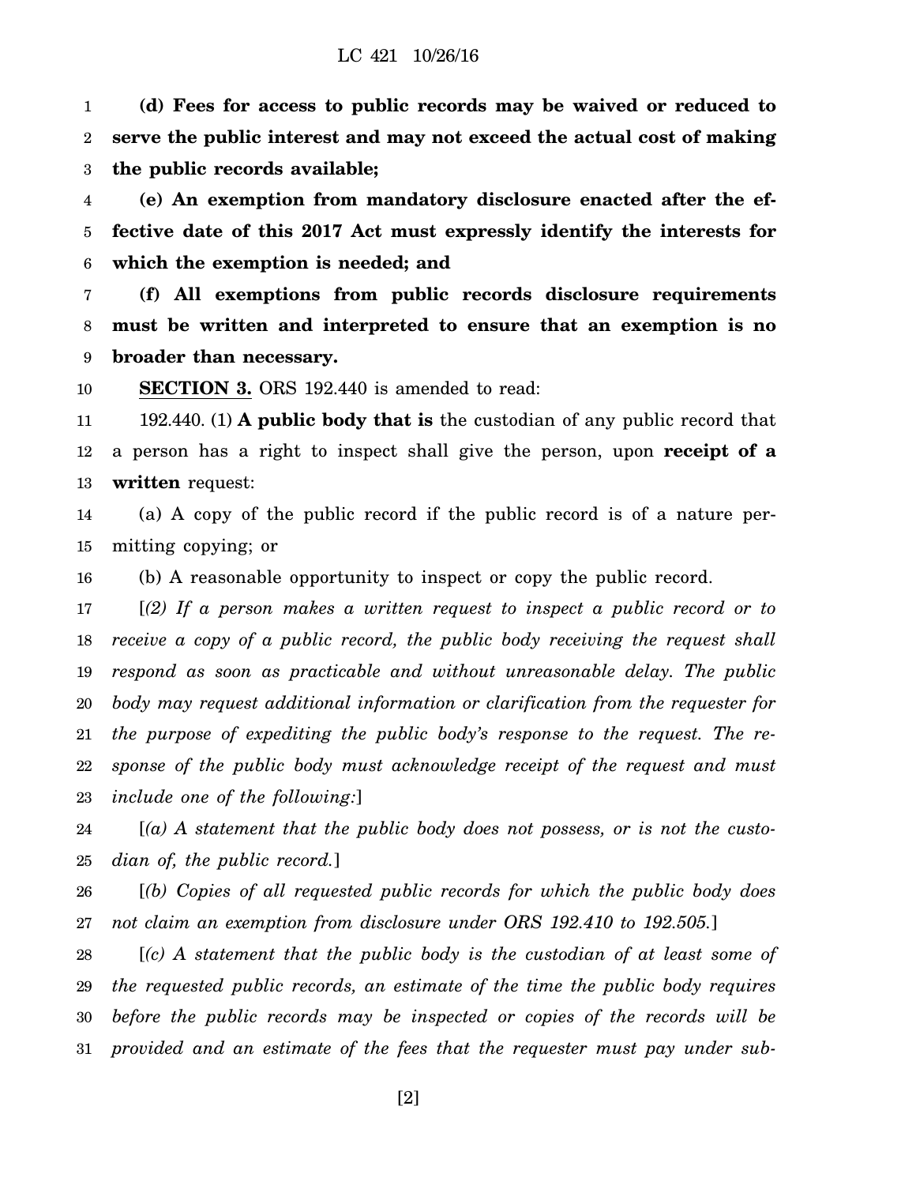**(d) Fees for access to public records may be waived or reduced to serve the public interest and may not exceed the actual cost of making the public records available;**

**(e) An exemption from mandatory disclosure enacted after the effective date of this 2017 Act must expressly identify the interests for which the exemption is needed; and**

**(f) All exemptions from public records disclosure requirements must be written and interpreted to ensure that an exemption is no broader than necessary.**

**SECTION 3.** ORS 192.440 is amended to read:

192.440. (1) **A public body that is** the custodian of any public record that a person has a right to inspect shall give the person, upon **receipt of a written** request:

(a) A copy of the public record if the public record is of a nature permitting copying; or

(b) A reasonable opportunity to inspect or copy the public record.

[*(2) If a person makes a written request to inspect a public record or to receive a copy of a public record, the public body receiving the request shall respond as soon as practicable and without unreasonable delay. The public body may request additional information or clarification from the requester for the purpose of expediting the public body's response to the request. The response of the public body must acknowledge receipt of the request and must include one of the following:*]

[*(a) A statement that the public body does not possess, or is not the custodian of, the public record.*]

[*(b) Copies of all requested public records for which the public body does not claim an exemption from disclosure under ORS 192.410 to 192.505.*]

[*(c) A statement that the public body is the custodian of at least some of the requested public records, an estimate of the time the public body requires before the public records may be inspected or copies of the records will be provided and an estimate of the fees that the requester must pay under sub-*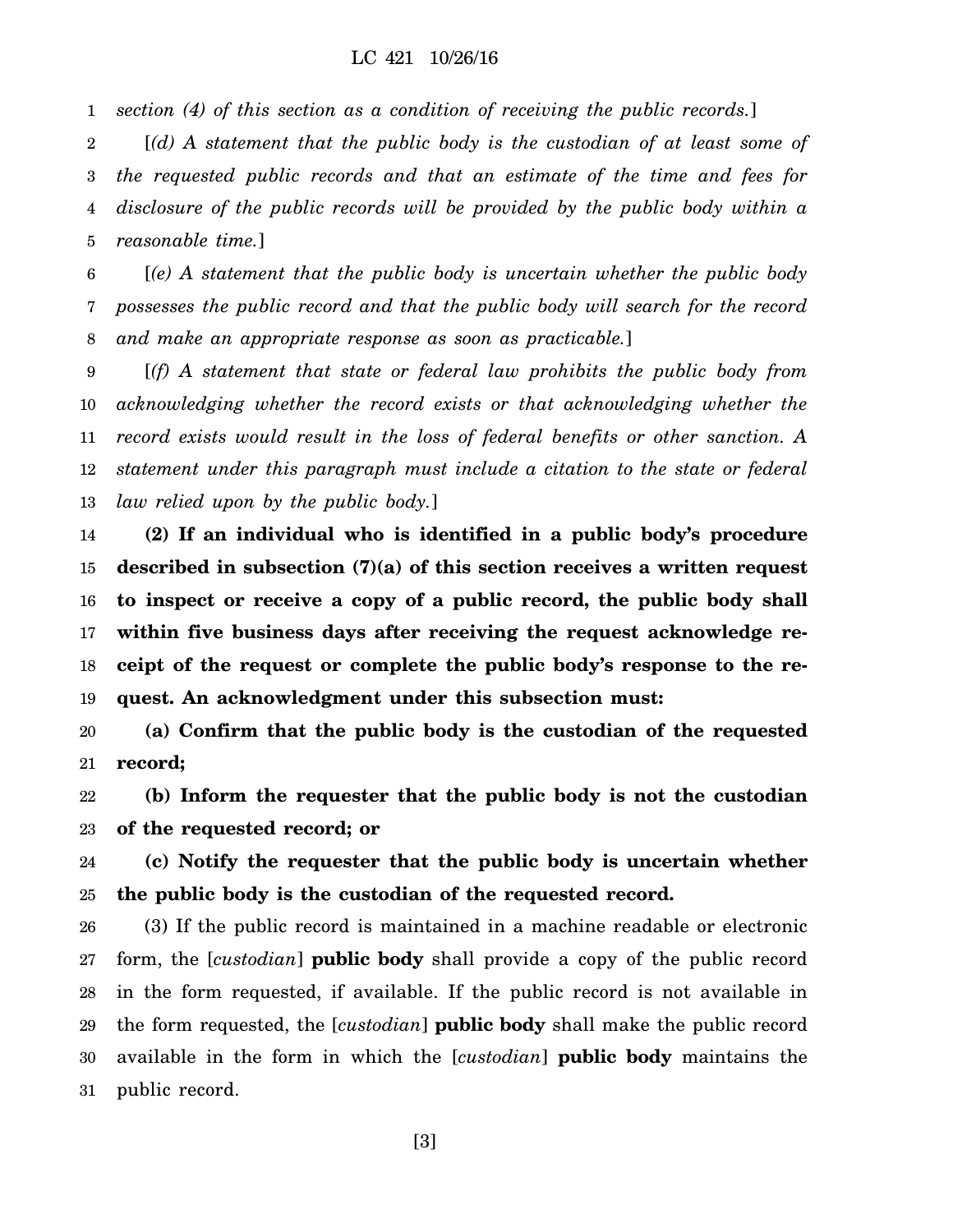*section (4) of this section as a condition of receiving the public records.*]

[*(d) A statement that the public body is the custodian of at least some of the requested public records and that an estimate of the time and fees for disclosure of the public records will be provided by the public body within a reasonable time.*]

[*(e) A statement that the public body is uncertain whether the public body possesses the public record and that the public body will search for the record and make an appropriate response as soon as practicable.*]

[*(f) A statement that state or federal law prohibits the public body from acknowledging whether the record exists or that acknowledging whether the record exists would result in the loss of federal benefits or other sanction. A statement under this paragraph must include a citation to the state or federal law relied upon by the public body.*]

**(2) If an individual who is identified in a public body's procedure described in subsection (7)(a) of this section receives a written request to inspect or receive a copy of a public record, the public body shall within five business days after receiving the request acknowledge receipt of the request or complete the public body's response to the request. An acknowledgment under this subsection must:**

**(a) Confirm that the public body is the custodian of the requested record;**

**(b) Inform the requester that the public body is not the custodian of the requested record; or**

**(c) Notify the requester that the public body is uncertain whether the public body is the custodian of the requested record.**

(3) If the public record is maintained in a machine readable or electronic form, the [*custodian*] **public body** shall provide a copy of the public record in the form requested, if available. If the public record is not available in the form requested, the [*custodian*] **public body** shall make the public record available in the form in which the [*custodian*] **public body** maintains the public record.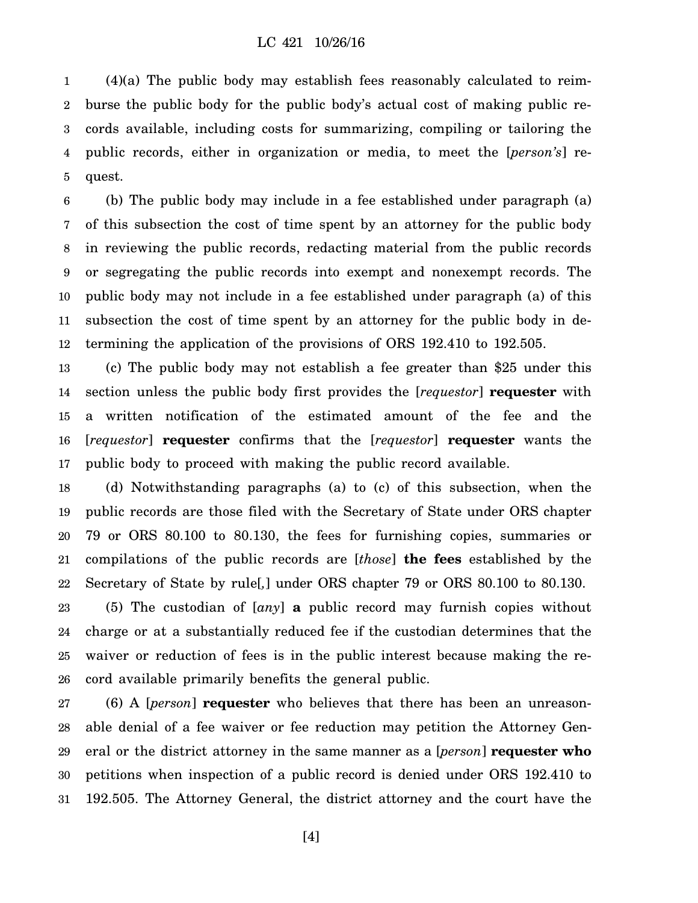(4)(a) The public body may establish fees reasonably calculated to reimburse the public body for the public body's actual cost of making public records available, including costs for summarizing, compiling or tailoring the public records, either in organization or media, to meet the [*person's*] request.

(b) The public body may include in a fee established under paragraph (a) of this subsection the cost of time spent by an attorney for the public body in reviewing the public records, redacting material from the public records or segregating the public records into exempt and nonexempt records. The public body may not include in a fee established under paragraph (a) of this subsection the cost of time spent by an attorney for the public body in determining the application of the provisions of ORS 192.410 to 192.505.

(c) The public body may not establish a fee greater than $25 under this section unless the public body first provides the [*requestor*] **requester** with a written notification of the estimated amount of the fee and the [*requestor*] **requester** confirms that the [*requestor*] **requester** wants the public body to proceed with making the public record available.

(d) Notwithstanding paragraphs (a) to (c) of this subsection, when the public records are those filed with the Secretary of State under ORS chapter 79 or ORS 80.100 to 80.130, the fees for furnishing copies, summaries or compilations of the public records are [*those*] **the fees** established by the Secretary of State by rule[*,*] under ORS chapter 79 or ORS 80.100 to 80.130.

(5) The custodian of [*any*] **a** public record may furnish copies without charge or at a substantially reduced fee if the custodian determines that the waiver or reduction of fees is in the public interest because making the record available primarily benefits the general public.

(6) A [*person*] **requester** who believes that there has been an unreasonable denial of a fee waiver or fee reduction may petition the Attorney General or the district attorney in the same manner as a [*person*] **requester who** petitions when inspection of a public record is denied under ORS 192.410 to 192.505. The Attorney General, the district attorney and the court have the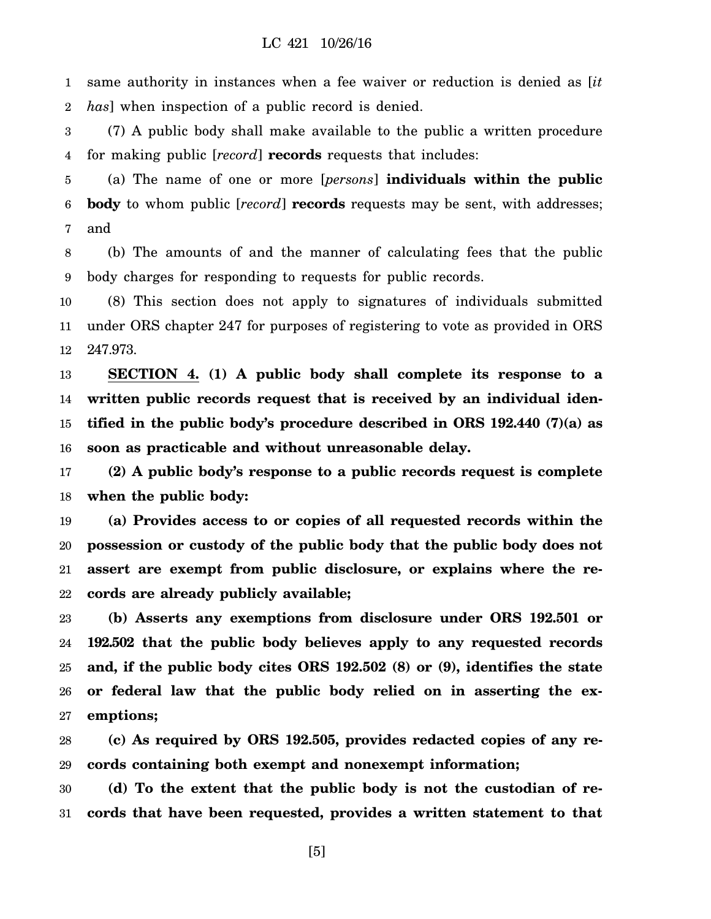same authority in instances when a fee waiver or reduction is denied as [*it has*] when inspection of a public record is denied.

(7) A public body shall make available to the public a written procedure for making public [*record*] **records** requests that includes:

(a) The name of one or more [*persons*] **individuals within the public body** to whom public [*record*] **records** requests may be sent, with addresses; and

(b) The amounts of and the manner of calculating fees that the public body charges for responding to requests for public records.

(8) This section does not apply to signatures of individuals submitted under ORS chapter 247 for purposes of registering to vote as provided in ORS 247.973.

**SECTION 4. (1) A public body shall complete its response to a written public records request that is received by an individual identified in the public body's procedure described in ORS 192.440 (7)(a) as soon as practicable and without unreasonable delay.**

**(2) A public body's response to a public records request is complete when the public body:**

**(a) Provides access to or copies of all requested records within the possession or custody of the public body that the public body does not assert are exempt from public disclosure, or explains where the records are already publicly available;**

**(b) Asserts any exemptions from disclosure under ORS 192.501 or 192.502 that the public body believes apply to any requested records and, if the public body cites ORS 192.502 (8) or (9), identifies the state or federal law that the public body relied on in asserting the exemptions;**

**(c) As required by ORS 192.505, provides redacted copies of any records containing both exempt and nonexempt information;**

**(d) To the extent that the public body is not the custodian of records that have been requested, provides a written statement to that**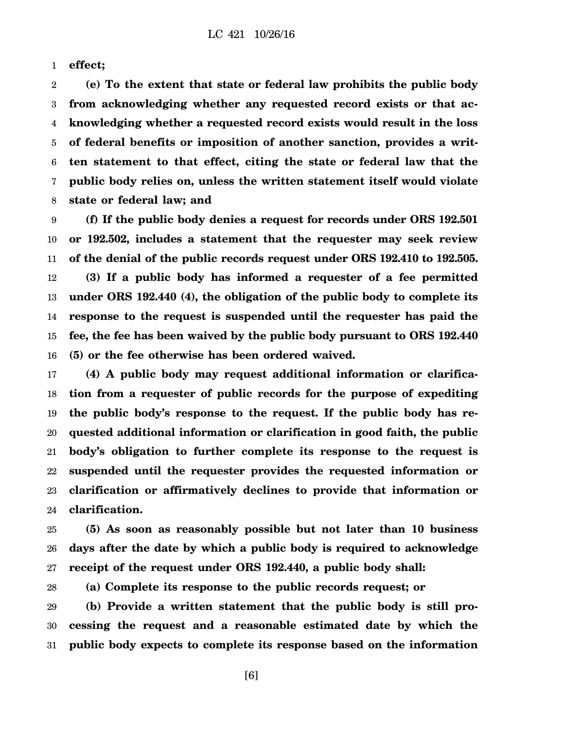**effect;**

**(e) To the extent that state or federal law prohibits the public body from acknowledging whether any requested record exists or that acknowledging whether a requested record exists would result in the loss of federal benefits or imposition of another sanction, provides a written statement to that effect, citing the state or federal law that the public body relies on, unless the written statement itself would violate state or federal law; and**

**(f) If the public body denies a request for records under ORS 192.501 or 192.502, includes a statement that the requester may seek review of the denial of the public records request under ORS 192.410 to 192.505.**

**(3) If a public body has informed a requester of a fee permitted under ORS 192.440 (4), the obligation of the public body to complete its response to the request is suspended until the requester has paid the fee, the fee has been waived by the public body pursuant to ORS 192.440 (5) or the fee otherwise has been ordered waived.**

**(4) A public body may request additional information or clarification from a requester of public records for the purpose of expediting the public body's response to the request. If the public body has requested additional information or clarification in good faith, the public body's obligation to further complete its response to the request is suspended until the requester provides the requested information or clarification or affirmatively declines to provide that information or clarification.**

**(5) As soon as reasonably possible but not later than 10 business days after the date by which a public body is required to acknowledge receipt of the request under ORS 192.440, a public body shall:**

**(a) Complete its response to the public records request; or**

**(b) Provide a written statement that the public body is still processing the request and a reasonable estimated date by which the public body expects to complete its response based on the information**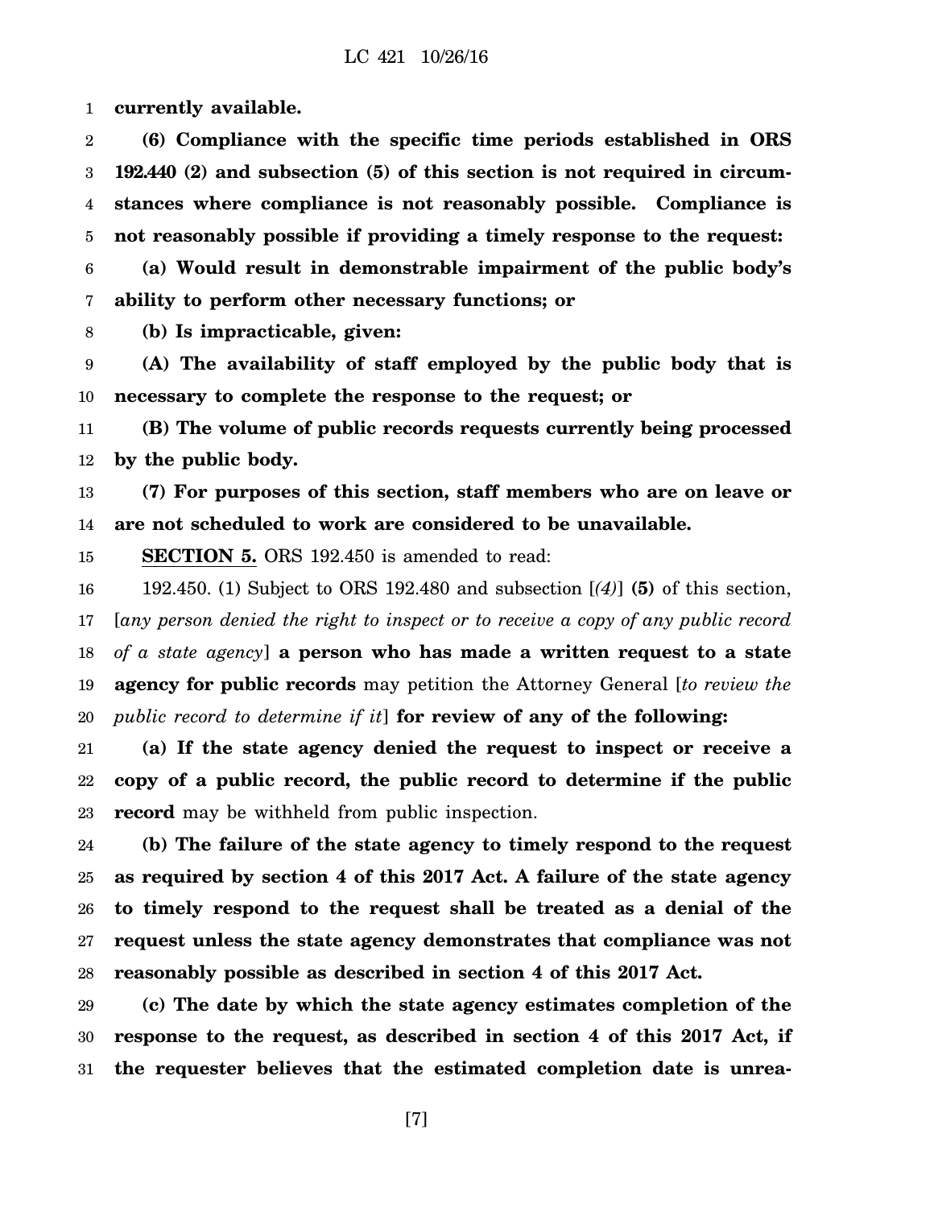**currently available.**

**(6) Compliance with the specific time periods established in ORS 192.440 (2) and subsection (5) of this section is not required in circumstances where compliance is not reasonably possible. Compliance is not reasonably possible if providing a timely response to the request:**

**(a) Would result in demonstrable impairment of the public body's ability to perform other necessary functions; or**

**(b) Is impracticable, given:**

**(A) The availability of staff employed by the public body that is necessary to complete the response to the request; or**

**(B) The volume of public records requests currently being processed by the public body.**

**(7) For purposes of this section, staff members who are on leave or are not scheduled to work are considered to be unavailable.**

**SECTION 5.** ORS 192.450 is amended to read:

192.450. (1) Subject to ORS 192.480 and subsection [*(4)*] **(5)** of this section, [*any person denied the right to inspect or to receive a copy of any public record of a state agency*] **a person who has made a written request to a state agency for public records** may petition the Attorney General [*to review the public record to determine if it*] **for review of any of the following:**

**(a) If the state agency denied the request to inspect or receive a copy of a public record, the public record to determine if the public record** may be withheld from public inspection.

**(b) The failure of the state agency to timely respond to the request as required by section 4 of this 2017 Act. A failure of the state agency to timely respond to the request shall be treated as a denial of the request unless the state agency demonstrates that compliance was not reasonably possible as described in section 4 of this 2017 Act.**

**(c) The date by which the state agency estimates completion of the response to the request, as described in section 4 of this 2017 Act, if the requester believes that the estimated completion date is unrea-**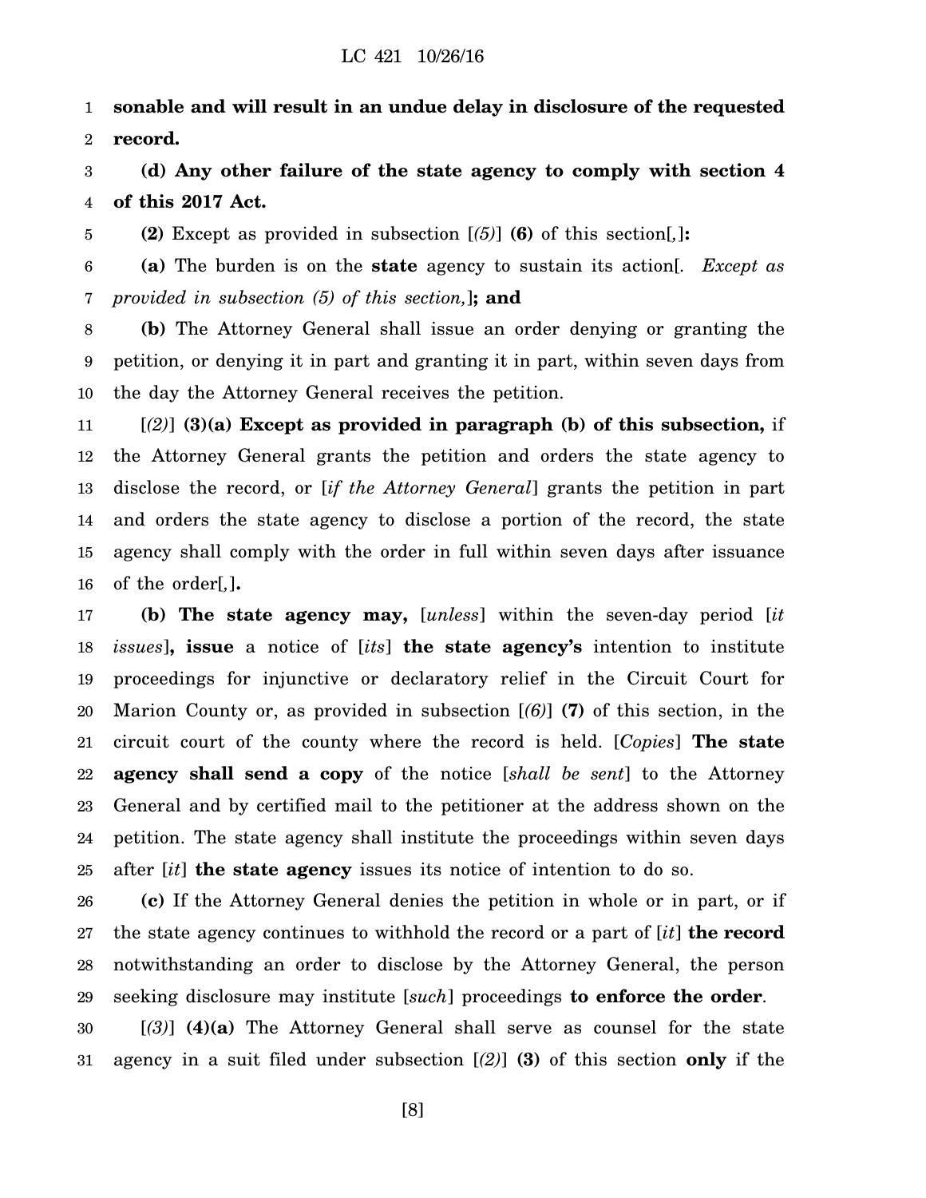**sonable and will result in an undue delay in disclosure of the requested record.**

**(d) Any other failure of the state agency to comply with section 4 of this 2017 Act.**

**(2)** Except as provided in subsection [*(5)*] **(6)** of this section[*,*]**:**

**(a)** The burden is on the **state** agency to sustain its action[*. Except as provided in subsection (5) of this section,*]**; and**

**(b)** The Attorney General shall issue an order denying or granting the petition, or denying it in part and granting it in part, within seven days from the day the Attorney General receives the petition.

[*(2)*] **(3)(a) Except as provided in paragraph (b) of this subsection,** if the Attorney General grants the petition and orders the state agency to disclose the record, or [*if the Attorney General*] grants the petition in part and orders the state agency to disclose a portion of the record, the state agency shall comply with the order in full within seven days after issuance of the order[*,*]**.**

**(b) The state agency may,** [*unless*] within the seven-day period [*it issues*]**, issue** a notice of [*its*] **the state agency's** intention to institute proceedings for injunctive or declaratory relief in the Circuit Court for Marion County or, as provided in subsection [*(6)*] **(7)** of this section, in the circuit court of the county where the record is held. [*Copies*] **The state agency shall send a copy** of the notice [*shall be sent*] to the Attorney General and by certified mail to the petitioner at the address shown on the petition. The state agency shall institute the proceedings within seven days after [*it*] **the state agency** issues its notice of intention to do so.

**(c)** If the Attorney General denies the petition in whole or in part, or if the state agency continues to withhold the record or a part of [*it*] **the record** notwithstanding an order to disclose by the Attorney General, the person seeking disclosure may institute [*such*] proceedings **to enforce the order**.

[*(3)*] **(4)(a)** The Attorney General shall serve as counsel for the state agency in a suit filed under subsection [*(2)*] **(3)** of this section **only** if the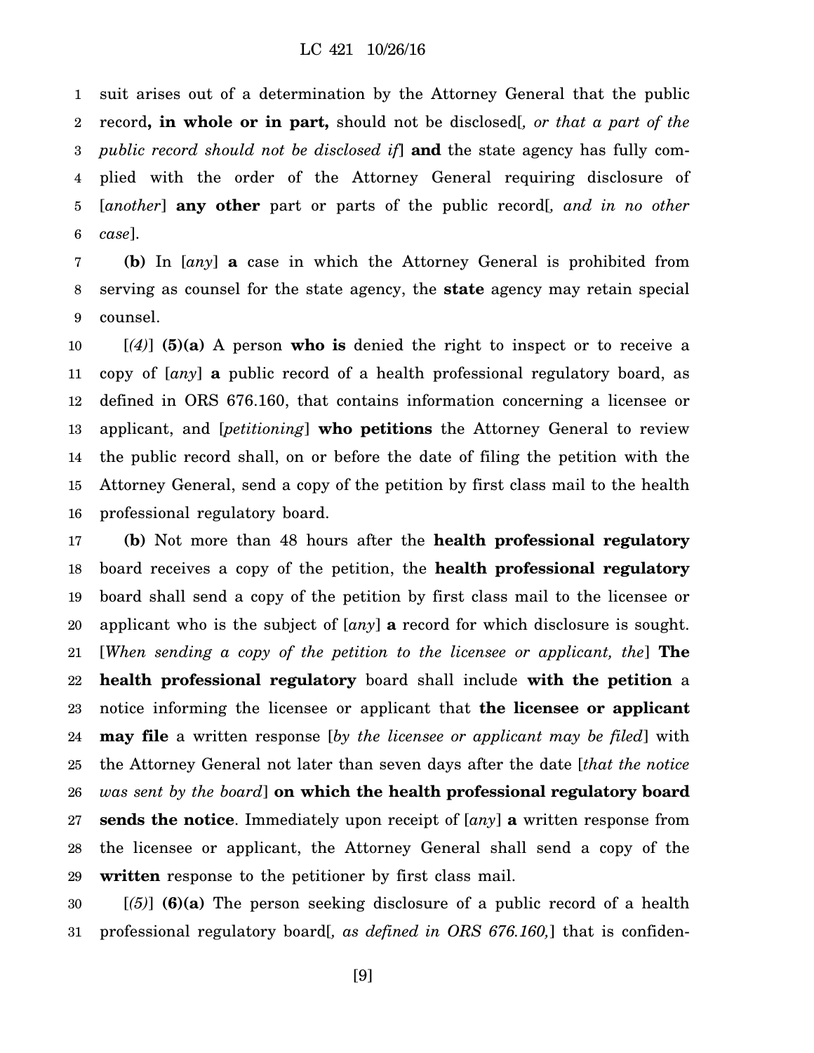suit arises out of a determination by the Attorney General that the public record**, in whole or in part,** should not be disclosed[*, or that a part of the public record should not be disclosed if*] **and** the state agency has fully complied with the order of the Attorney General requiring disclosure of [*another*] **any other** part or parts of the public record[*, and in no other case*].

**(b)** In [*any*] **a** case in which the Attorney General is prohibited from serving as counsel for the state agency, the **state** agency may retain special counsel.

[*(4)*] **(5)(a)** A person **who is** denied the right to inspect or to receive a copy of [*any*] **a** public record of a health professional regulatory board, as defined in ORS 676.160, that contains information concerning a licensee or applicant, and [*petitioning*] **who petitions** the Attorney General to review the public record shall, on or before the date of filing the petition with the Attorney General, send a copy of the petition by first class mail to the health professional regulatory board.

**(b)** Not more than 48 hours after the **health professional regulatory** board receives a copy of the petition, the **health professional regulatory** board shall send a copy of the petition by first class mail to the licensee or applicant who is the subject of [*any*] **a** record for which disclosure is sought. [*When sending a copy of the petition to the licensee or applicant, the*] **The health professional regulatory** board shall include **with the petition** a notice informing the licensee or applicant that **the licensee or applicant may file** a written response [*by the licensee or applicant may be filed*] with the Attorney General not later than seven days after the date [*that the notice was sent by the board*] **on which the health professional regulatory board sends the notice**. Immediately upon receipt of [*any*] **a** written response from the licensee or applicant, the Attorney General shall send a copy of the **written** response to the petitioner by first class mail.

[*(5)*] **(6)(a)** The person seeking disclosure of a public record of a health professional regulatory board[*, as defined in ORS 676.160,*] that is confiden-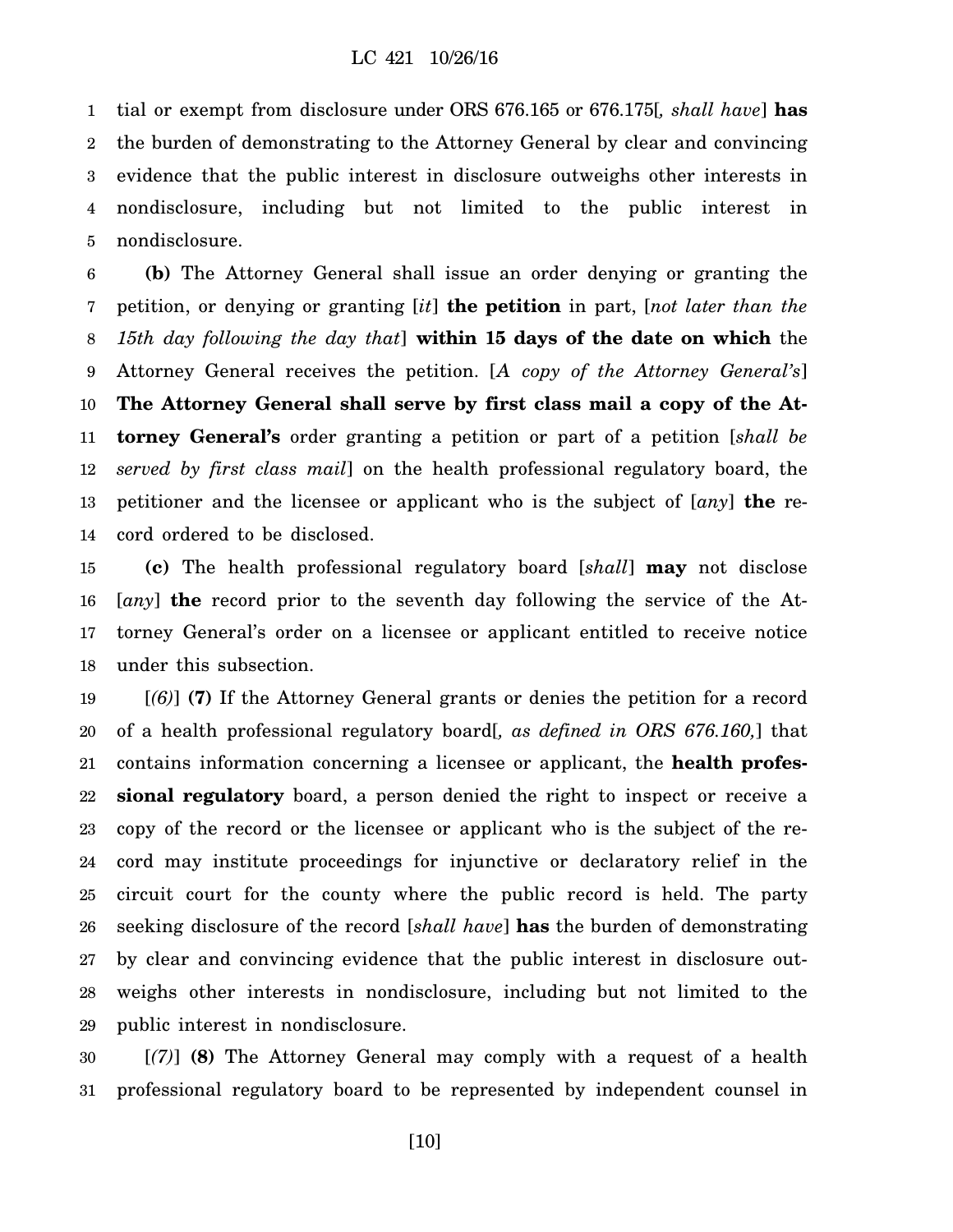tial or exempt from disclosure under ORS 676.165 or 676.175[*, shall have*] **has** the burden of demonstrating to the Attorney General by clear and convincing evidence that the public interest in disclosure outweighs other interests in nondisclosure, including but not limited to the public interest in nondisclosure.

**(b)** The Attorney General shall issue an order denying or granting the petition, or denying or granting [*it*] **the petition** in part, [*not later than the 15th day following the day that*] **within 15 days of the date on which** the Attorney General receives the petition. [*A copy of the Attorney General's*] **The Attorney General shall serve by first class mail a copy of the Attorney General's** order granting a petition or part of a petition [*shall be served by first class mail*] on the health professional regulatory board, the petitioner and the licensee or applicant who is the subject of [*any*] **the** record ordered to be disclosed.

**(c)** The health professional regulatory board [*shall*] **may** not disclose [*any*] **the** record prior to the seventh day following the service of the Attorney General's order on a licensee or applicant entitled to receive notice under this subsection.

[*(6)*] **(7)** If the Attorney General grants or denies the petition for a record of a health professional regulatory board[*, as defined in ORS 676.160,*] that contains information concerning a licensee or applicant, the **health professional regulatory** board, a person denied the right to inspect or receive a copy of the record or the licensee or applicant who is the subject of the record may institute proceedings for injunctive or declaratory relief in the circuit court for the county where the public record is held. The party seeking disclosure of the record [*shall have*] **has** the burden of demonstrating by clear and convincing evidence that the public interest in disclosure outweighs other interests in nondisclosure, including but not limited to the public interest in nondisclosure.

[*(7)*] **(8)** The Attorney General may comply with a request of a health professional regulatory board to be represented by independent counsel in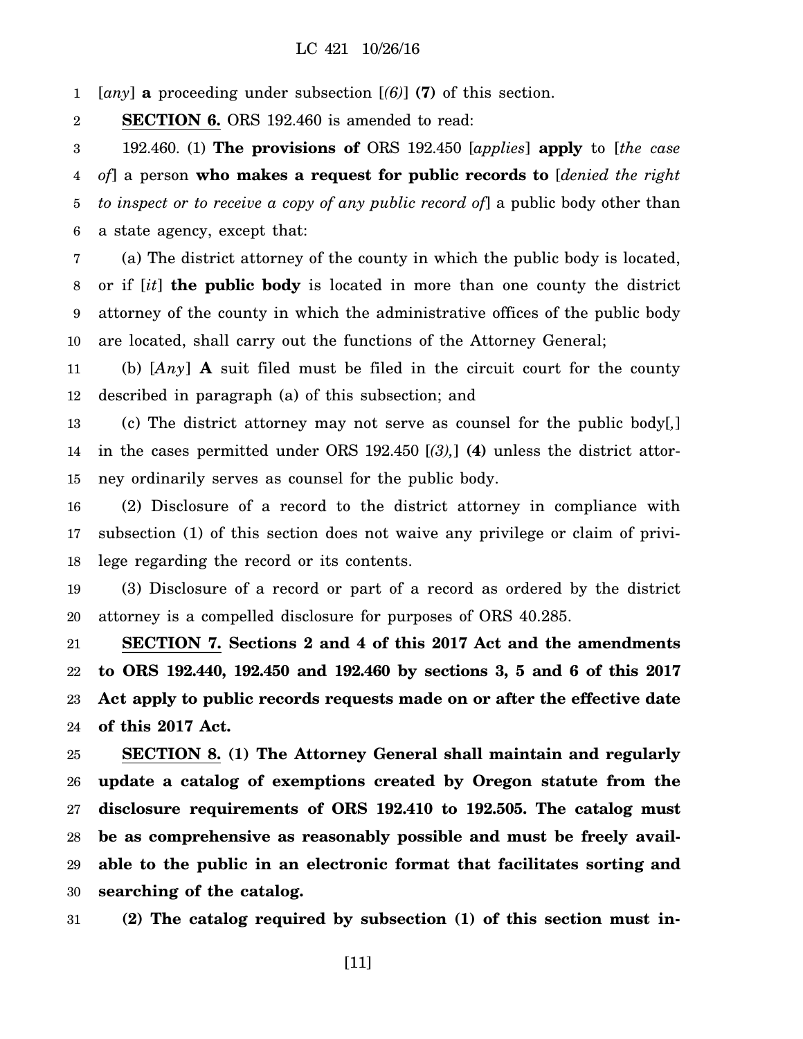[*any*] **a** proceeding under subsection [*(6)*] **(7)** of this section.

**SECTION 6.** ORS 192.460 is amended to read:

192.460. (1) **The provisions of** ORS 192.450 [*applies*] **apply** to [*the case of*] a person **who makes a request for public records to** [*denied the right to inspect or to receive a copy of any public record of*] a public body other than a state agency, except that:

(a) The district attorney of the county in which the public body is located, or if [*it*] **the public body** is located in more than one county the district attorney of the county in which the administrative offices of the public body are located, shall carry out the functions of the Attorney General;

(b) [*Any*] **A** suit filed must be filed in the circuit court for the county described in paragraph (a) of this subsection; and

(c) The district attorney may not serve as counsel for the public body[*,*] in the cases permitted under ORS 192.450 [*(3),*] **(4)** unless the district attorney ordinarily serves as counsel for the public body.

(2) Disclosure of a record to the district attorney in compliance with subsection (1) of this section does not waive any privilege or claim of privilege regarding the record or its contents.

(3) Disclosure of a record or part of a record as ordered by the district attorney is a compelled disclosure for purposes of ORS 40.285.

**SECTION 7. Sections 2 and 4 of this 2017 Act and the amendments to ORS 192.440, 192.450 and 192.460 by sections 3, 5 and 6 of this 2017 Act apply to public records requests made on or after the effective date of this 2017 Act.**

**SECTION 8. (1) The Attorney General shall maintain and regularly update a catalog of exemptions created by Oregon statute from the disclosure requirements of ORS 192.410 to 192.505. The catalog must be as comprehensive as reasonably possible and must be freely available to the public in an electronic format that facilitates sorting and searching of the catalog.**

**(2) The catalog required by subsection (1) of this section must in-**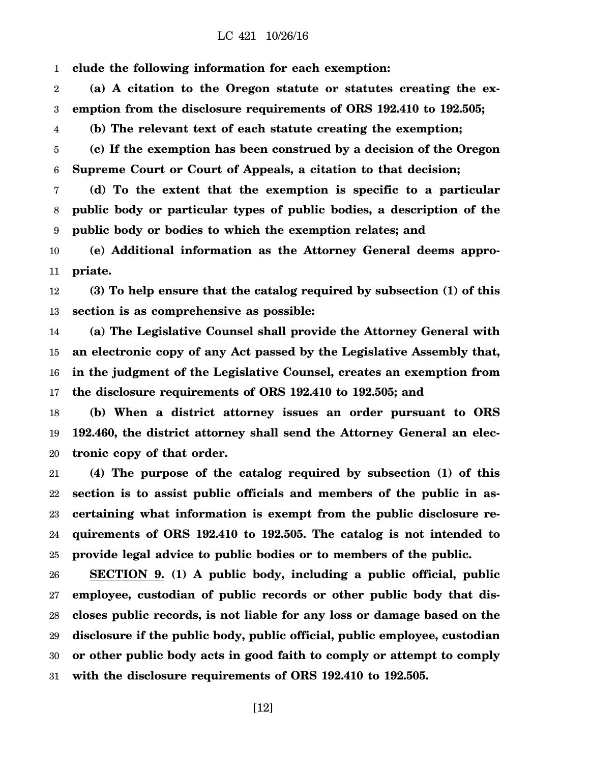**clude the following information for each exemption:**

**(a) A citation to the Oregon statute or statutes creating the exemption from the disclosure requirements of ORS 192.410 to 192.505;**

**(b) The relevant text of each statute creating the exemption;**

**(c) If the exemption has been construed by a decision of the Oregon Supreme Court or Court of Appeals, a citation to that decision;**

**(d) To the extent that the exemption is specific to a particular public body or particular types of public bodies, a description of the public body or bodies to which the exemption relates; and**

**(e) Additional information as the Attorney General deems appropriate.**

**(3) To help ensure that the catalog required by subsection (1) of this section is as comprehensive as possible:**

**(a) The Legislative Counsel shall provide the Attorney General with an electronic copy of any Act passed by the Legislative Assembly that, in the judgment of the Legislative Counsel, creates an exemption from the disclosure requirements of ORS 192.410 to 192.505; and**

**(b) When a district attorney issues an order pursuant to ORS 192.460, the district attorney shall send the Attorney General an electronic copy of that order.**

**(4) The purpose of the catalog required by subsection (1) of this section is to assist public officials and members of the public in ascertaining what information is exempt from the public disclosure requirements of ORS 192.410 to 192.505. The catalog is not intended to provide legal advice to public bodies or to members of the public.**

**SECTION 9. (1) A public body, including a public official, public employee, custodian of public records or other public body that discloses public records, is not liable for any loss or damage based on the disclosure if the public body, public official, public employee, custodian or other public body acts in good faith to comply or attempt to comply with the disclosure requirements of ORS 192.410 to 192.505.**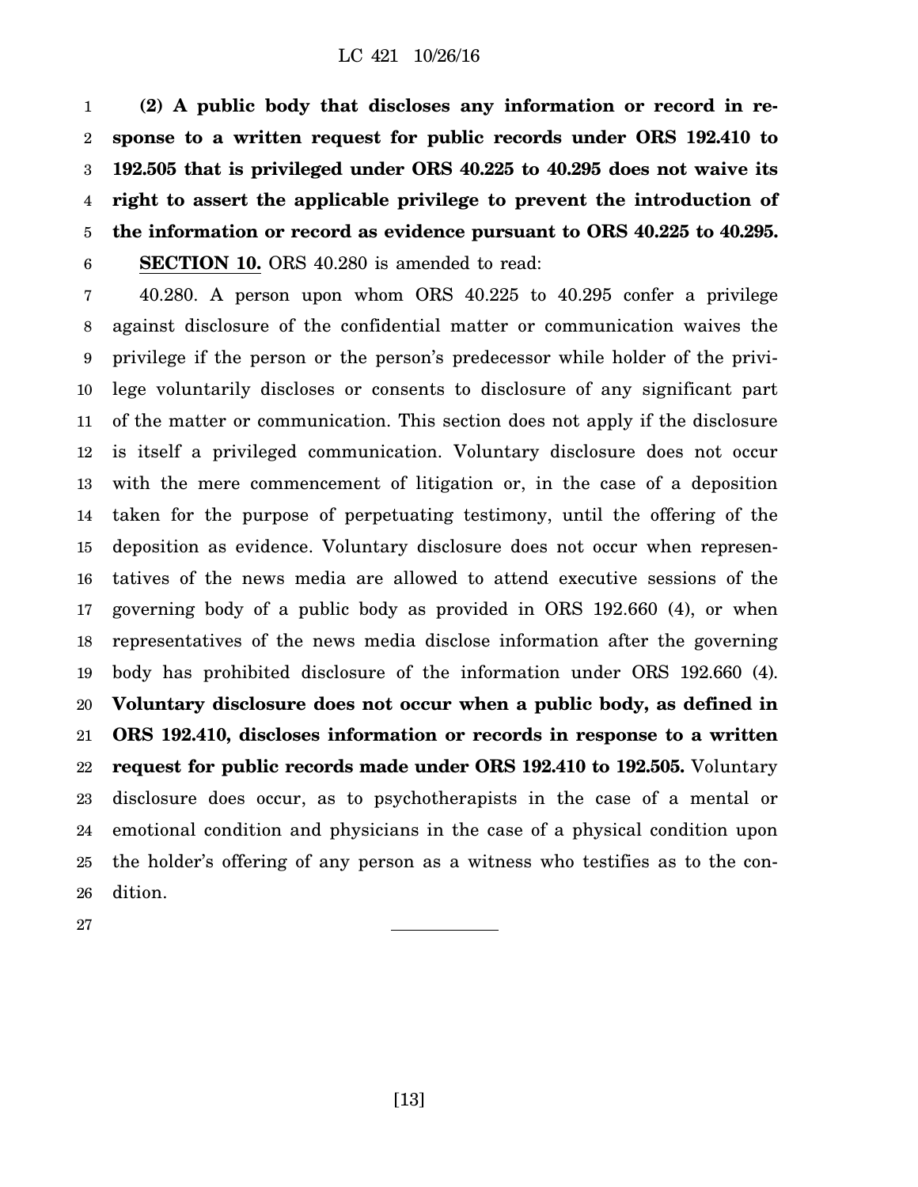**(2) A public body that discloses any information or record in response to a written request for public records under ORS 192.410 to 192.505 that is privileged under ORS 40.225 to 40.295 does not waive its right to assert the applicable privilege to prevent the introduction of the information or record as evidence pursuant to ORS 40.225 to 40.295.**

**SECTION 10.** ORS 40.280 is amended to read:

40.280. A person upon whom ORS 40.225 to 40.295 confer a privilege against disclosure of the confidential matter or communication waives the privilege if the person or the person's predecessor while holder of the privilege voluntarily discloses or consents to disclosure of any significant part of the matter or communication. This section does not apply if the disclosure is itself a privileged communication. Voluntary disclosure does not occur with the mere commencement of litigation or, in the case of a deposition taken for the purpose of perpetuating testimony, until the offering of the deposition as evidence. Voluntary disclosure does not occur when representatives of the news media are allowed to attend executive sessions of the governing body of a public body as provided in ORS 192.660 (4), or when representatives of the news media disclose information after the governing body has prohibited disclosure of the information under ORS 192.660 (4). **Voluntary disclosure does not occur when a public body, as defined in ORS 192.410, discloses information or records in response to a written request for public records made under ORS 192.410 to 192.505.** Voluntary disclosure does occur, as to psychotherapists in the case of a mental or emotional condition and physicians in the case of a physical condition upon the holder's offering of any person as a witness who testifies as to the condition.